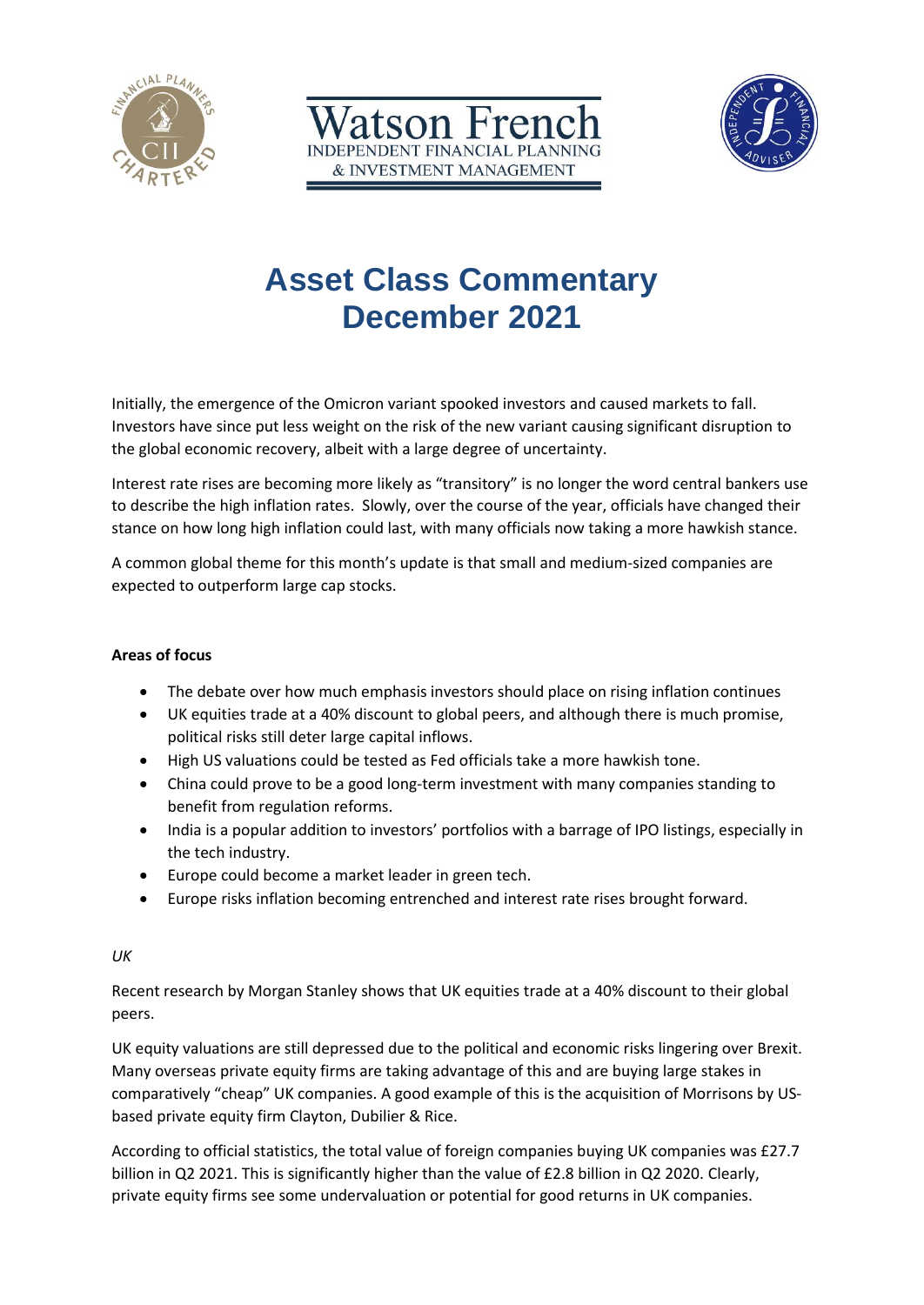Watson French
INDEPENDENT FINANCIAL PLANNING
& INVESTMENT MANAGEMENT

# Asset Class Commentary
# December 2021

Initially, the emergence of the Omicron variant spooked investors and caused markets to fall. Investors have since put less weight on the risk of the new variant causing significant disruption to the global economic recovery, albeit with a large degree of uncertainty.

Interest rate rises are becoming more likely as "transitory" is no longer the word central bankers use to describe the high inflation rates. Slowly, over the course of the year, officials have changed their stance on how long high inflation could last, with many officials now taking a more hawkish stance.

A common global theme for this month's update is that small and medium-sized companies are expected to outperform large cap stocks.

**Areas of focus**

- The debate over how much emphasis investors should place on rising inflation continues
- UK equities trade at a 40% discount to global peers, and although there is much promise, political risks still deter large capital inflows.
- High US valuations could be tested as Fed officials take a more hawkish tone.
- China could prove to be a good long-term investment with many companies standing to benefit from regulation reforms.
- India is a popular addition to investors' portfolios with a barrage of IPO listings, especially in the tech industry.
- Europe could become a market leader in green tech.
- Europe risks inflation becoming entrenched and interest rate rises brought forward.

*UK*

Recent research by Morgan Stanley shows that UK equities trade at a 40% discount to their global peers.

UK equity valuations are still depressed due to the political and economic risks lingering over Brexit. Many overseas private equity firms are taking advantage of this and are buying large stakes in comparatively "cheap" UK companies. A good example of this is the acquisition of Morrisons by US-based private equity firm Clayton, Dubilier & Rice.

According to official statistics, the total value of foreign companies buying UK companies was £27.7 billion in Q2 2021. This is significantly higher than the value of £2.8 billion in Q2 2020. Clearly, private equity firms see some undervaluation or potential for good returns in UK companies.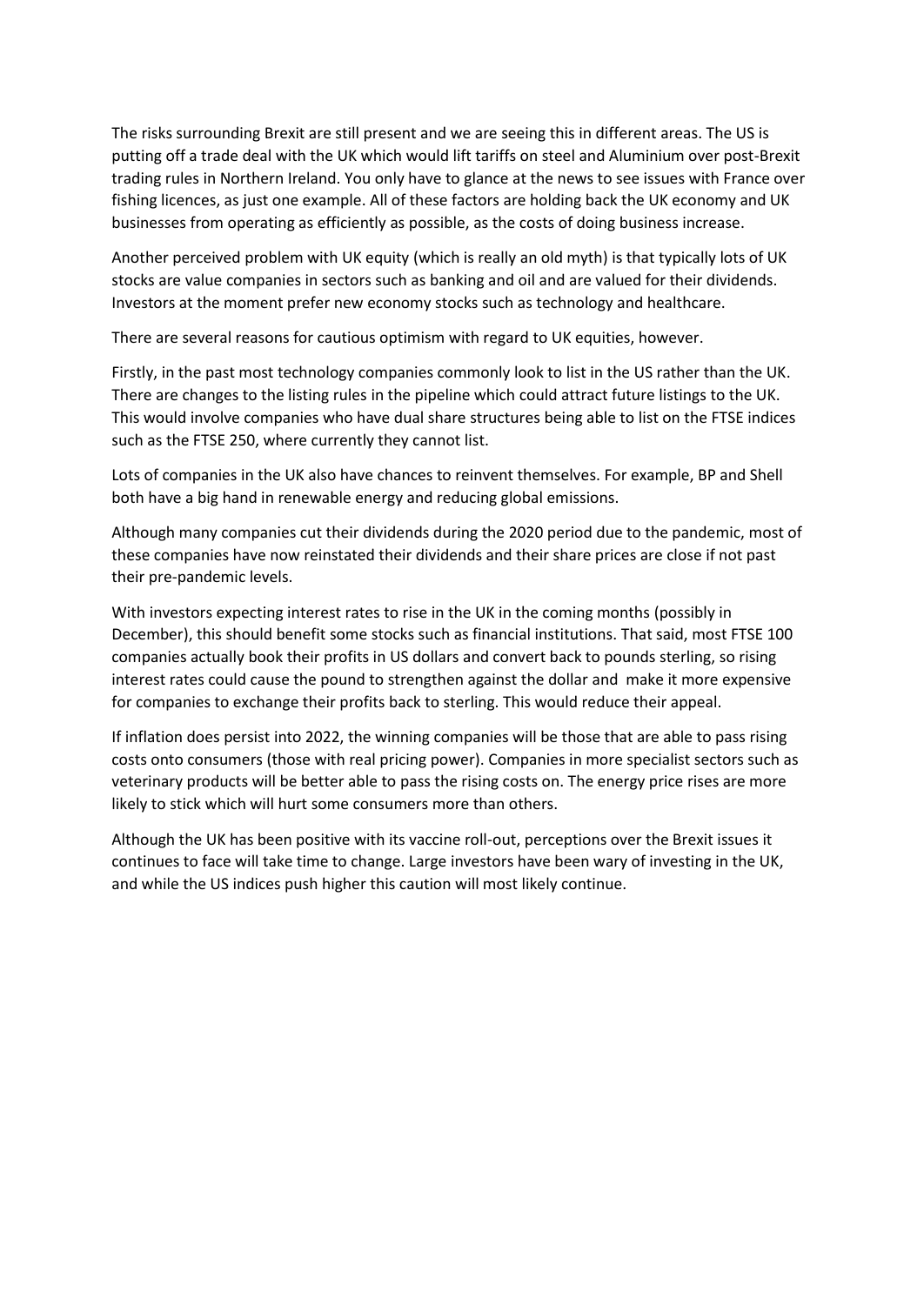The risks surrounding Brexit are still present and we are seeing this in different areas. The US is putting off a trade deal with the UK which would lift tariffs on steel and Aluminium over post-Brexit trading rules in Northern Ireland. You only have to glance at the news to see issues with France over fishing licences, as just one example. All of these factors are holding back the UK economy and UK businesses from operating as efficiently as possible, as the costs of doing business increase.

Another perceived problem with UK equity (which is really an old myth) is that typically lots of UK stocks are value companies in sectors such as banking and oil and are valued for their dividends. Investors at the moment prefer new economy stocks such as technology and healthcare.

There are several reasons for cautious optimism with regard to UK equities, however.

Firstly, in the past most technology companies commonly look to list in the US rather than the UK. There are changes to the listing rules in the pipeline which could attract future listings to the UK. This would involve companies who have dual share structures being able to list on the FTSE indices such as the FTSE 250, where currently they cannot list.

Lots of companies in the UK also have chances to reinvent themselves. For example, BP and Shell both have a big hand in renewable energy and reducing global emissions.

Although many companies cut their dividends during the 2020 period due to the pandemic, most of these companies have now reinstated their dividends and their share prices are close if not past their pre-pandemic levels.

With investors expecting interest rates to rise in the UK in the coming months (possibly in December), this should benefit some stocks such as financial institutions. That said, most FTSE 100 companies actually book their profits in US dollars and convert back to pounds sterling, so rising interest rates could cause the pound to strengthen against the dollar and make it more expensive for companies to exchange their profits back to sterling. This would reduce their appeal.

If inflation does persist into 2022, the winning companies will be those that are able to pass rising costs onto consumers (those with real pricing power). Companies in more specialist sectors such as veterinary products will be better able to pass the rising costs on. The energy price rises are more likely to stick which will hurt some consumers more than others.

Although the UK has been positive with its vaccine roll-out, perceptions over the Brexit issues it continues to face will take time to change. Large investors have been wary of investing in the UK, and while the US indices push higher this caution will most likely continue.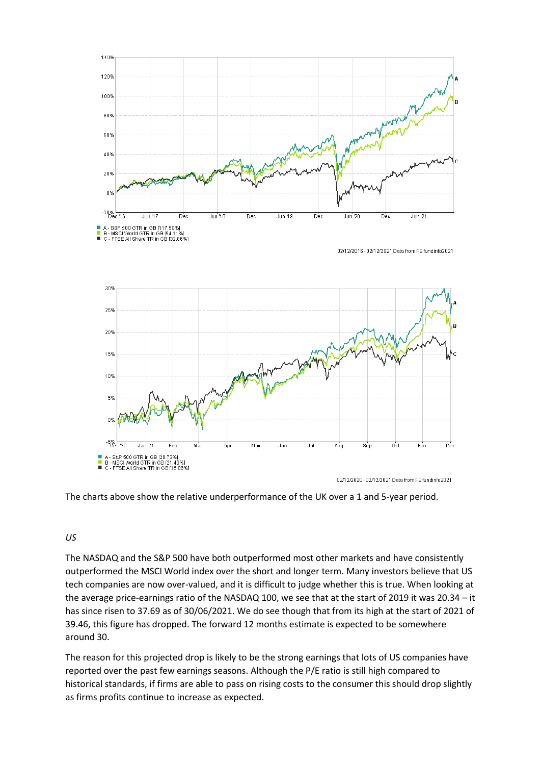- A - S&P 500 GTR in GB [117.90%]
- B - MSCI World GTR in GB [94.11%]
- C - FTSE All Share TR in GB [32.86%]

02/12/2016 - 02/12/2021 Data from FE fundinfo2021

- A - S&P 500 GTR in GB [26.73%]
- B - MSCI World GTR in GB [21.40%]
- C - FTSE All Share TR in GB [15.06%]

02/12/2020 - 02/12/2021 Data from FE fundinfo2021

The charts above show the relative underperformance of the UK over a 1 and 5-year period.

*US*

The NASDAQ and the S&P 500 have both outperformed most other markets and have consistently outperformed the MSCI World index over the short and longer term. Many investors believe that US tech companies are now over-valued, and it is difficult to judge whether this is true. When looking at the average price-earnings ratio of the NASDAQ 100, we see that at the start of 2019 it was 20.34 – it has since risen to 37.69 as of 30/06/2021. We do see though that from its high at the start of 2021 of 39.46, this figure has dropped. The forward 12 months estimate is expected to be somewhere around 30.

The reason for this projected drop is likely to be the strong earnings that lots of US companies have reported over the past few earnings seasons. Although the P/E ratio is still high compared to historical standards, if firms are able to pass on rising costs to the consumer this should drop slightly as firms profits continue to increase as expected.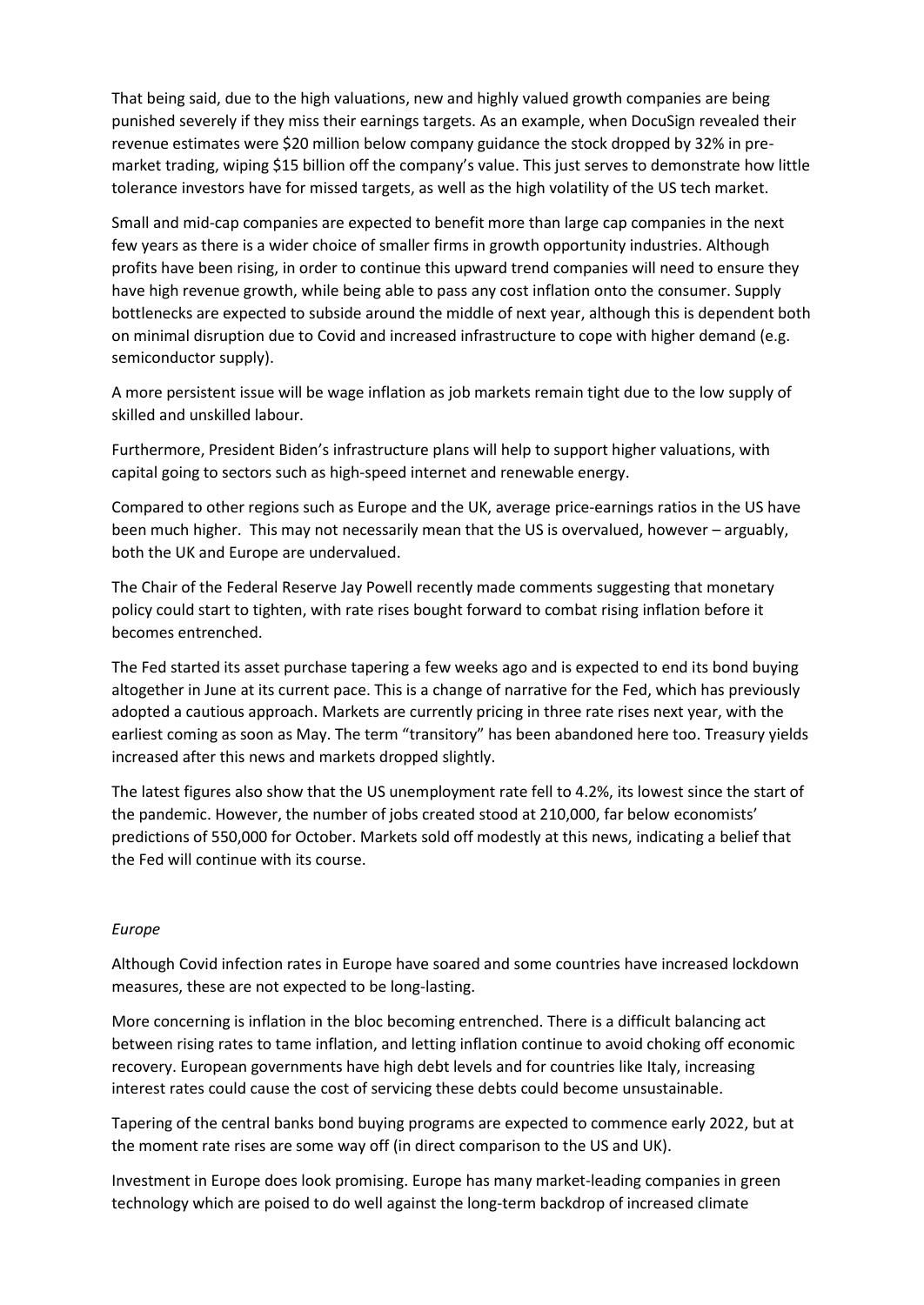That being said, due to the high valuations, new and highly valued growth companies are being punished severely if they miss their earnings targets. As an example, when DocuSign revealed their revenue estimates were $20 million below company guidance the stock dropped by 32% in pre-market trading, wiping $15 billion off the company's value. This just serves to demonstrate how little tolerance investors have for missed targets, as well as the high volatility of the US tech market.

Small and mid-cap companies are expected to benefit more than large cap companies in the next few years as there is a wider choice of smaller firms in growth opportunity industries. Although profits have been rising, in order to continue this upward trend companies will need to ensure they have high revenue growth, while being able to pass any cost inflation onto the consumer. Supply bottlenecks are expected to subside around the middle of next year, although this is dependent both on minimal disruption due to Covid and increased infrastructure to cope with higher demand (e.g. semiconductor supply).

A more persistent issue will be wage inflation as job markets remain tight due to the low supply of skilled and unskilled labour.

Furthermore, President Biden's infrastructure plans will help to support higher valuations, with capital going to sectors such as high-speed internet and renewable energy.

Compared to other regions such as Europe and the UK, average price-earnings ratios in the US have been much higher. This may not necessarily mean that the US is overvalued, however – arguably, both the UK and Europe are undervalued.

The Chair of the Federal Reserve Jay Powell recently made comments suggesting that monetary policy could start to tighten, with rate rises bought forward to combat rising inflation before it becomes entrenched.

The Fed started its asset purchase tapering a few weeks ago and is expected to end its bond buying altogether in June at its current pace. This is a change of narrative for the Fed, which has previously adopted a cautious approach. Markets are currently pricing in three rate rises next year, with the earliest coming as soon as May. The term "transitory" has been abandoned here too. Treasury yields increased after this news and markets dropped slightly.

The latest figures also show that the US unemployment rate fell to 4.2%, its lowest since the start of the pandemic. However, the number of jobs created stood at 210,000, far below economists' predictions of 550,000 for October. Markets sold off modestly at this news, indicating a belief that the Fed will continue with its course.

*Europe*

Although Covid infection rates in Europe have soared and some countries have increased lockdown measures, these are not expected to be long-lasting.

More concerning is inflation in the bloc becoming entrenched. There is a difficult balancing act between rising rates to tame inflation, and letting inflation continue to avoid choking off economic recovery. European governments have high debt levels and for countries like Italy, increasing interest rates could cause the cost of servicing these debts could become unsustainable.

Tapering of the central banks bond buying programs are expected to commence early 2022, but at the moment rate rises are some way off (in direct comparison to the US and UK).

Investment in Europe does look promising. Europe has many market-leading companies in green technology which are poised to do well against the long-term backdrop of increased climate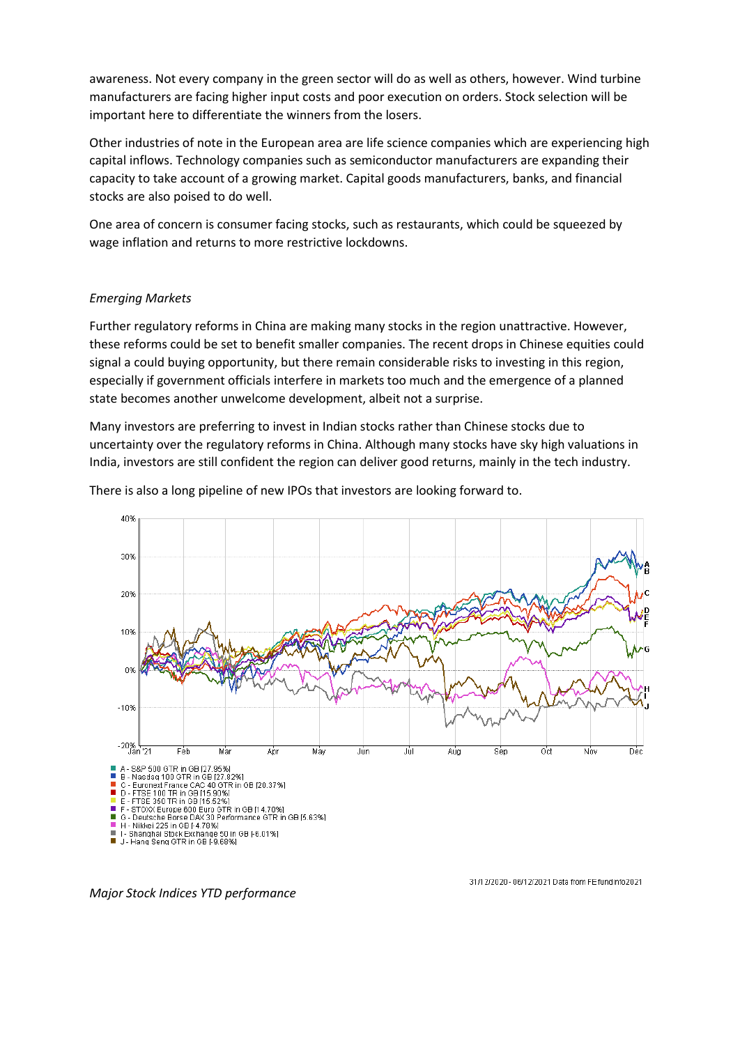awareness. Not every company in the green sector will do as well as others, however. Wind turbine manufacturers are facing higher input costs and poor execution on orders. Stock selection will be important here to differentiate the winners from the losers.

Other industries of note in the European area are life science companies which are experiencing high capital inflows. Technology companies such as semiconductor manufacturers are expanding their capacity to take account of a growing market. Capital goods manufacturers, banks, and financial stocks are also poised to do well.

One area of concern is consumer facing stocks, such as restaurants, which could be squeezed by wage inflation and returns to more restrictive lockdowns.

*Emerging Markets*

Further regulatory reforms in China are making many stocks in the region unattractive. However, these reforms could be set to benefit smaller companies. The recent drops in Chinese equities could signal a could buying opportunity, but there remain considerable risks to investing in this region, especially if government officials interfere in markets too much and the emergence of a planned state becomes another unwelcome development, albeit not a surprise.

Many investors are preferring to invest in Indian stocks rather than Chinese stocks due to uncertainty over the regulatory reforms in China. Although many stocks have sky high valuations in India, investors are still confident the region can deliver good returns, mainly in the tech industry.

There is also a long pipeline of new IPOs that investors are looking forward to.

- A - S&P 500 GTR in GB [27.95%]
- B - Nasdaq 100 GTR in GB [27.82%]
- C - Euronext France CAC 40 GTR in GB [20.37%]
- D - FTSE 100 TR in GB [15.90%]
- E - FTSE 350 TR in GB [15.52%]
- F - STOXX Europe 600 Euro GTR in GB [14.70%]
- G - Deutsche Borse DAX 30 Performance GTR in GB [5.63%]
- H - Nikkei 225 in GB [-4.78%]
- I - Shanghai Stock Exchange 50 in GB [-6.01%]
- J - Hang Seng GTR in GB [-9.68%]

31/12/2020 - 06/12/2021 Data from FEfundinfo2021

*Major Stock Indices YTD performance*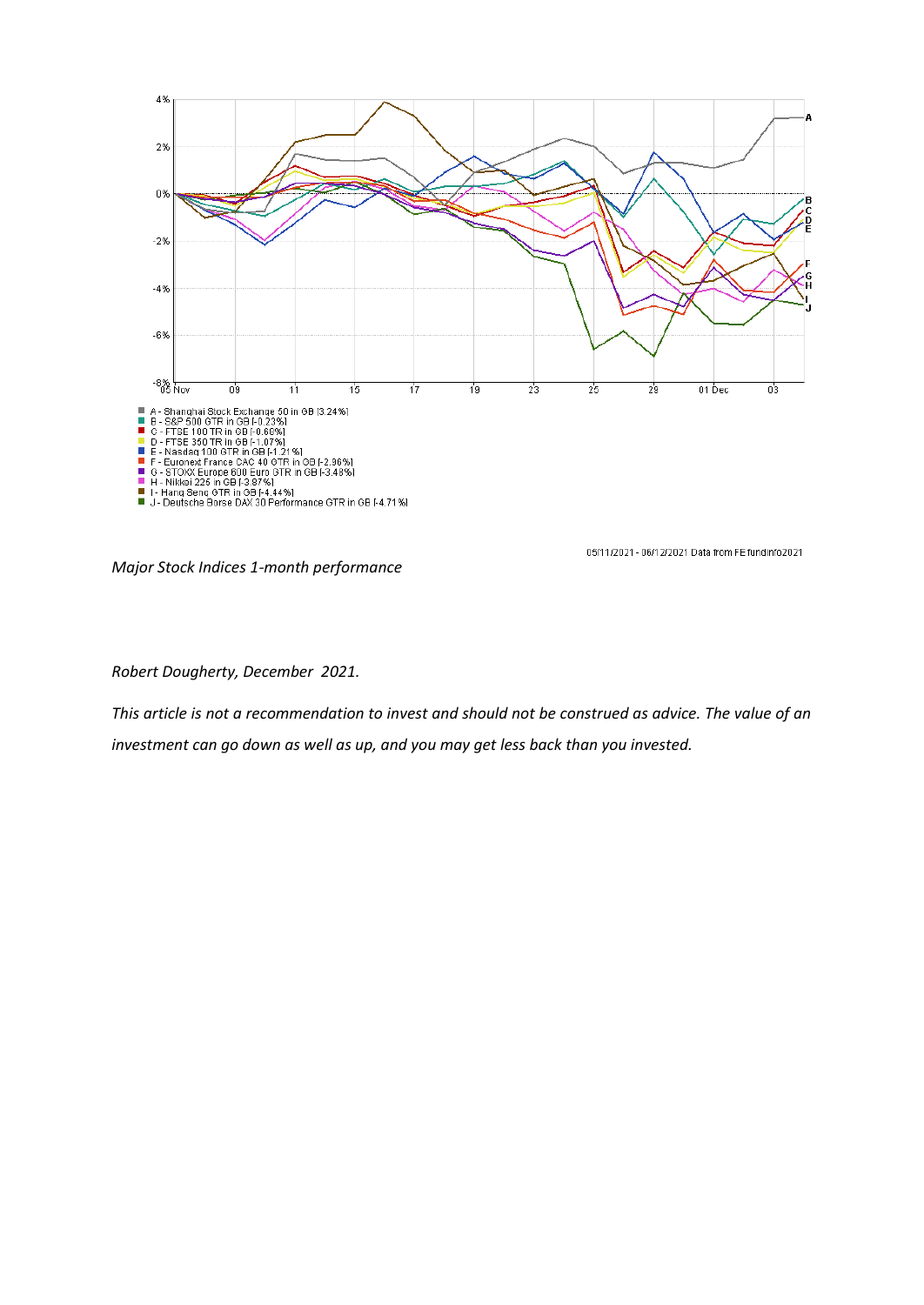4%

2%

0%

-2%

-4%

-6%

-8%

05 Nov 09 11 15 17 19 23 25 29 01 Dec 03

A
B
C
D
E
F
G
H
I
J

A - Shanghai Stock Exchange 50 in GB [3.24%]
B - S&P 500 GTR in GB [-0.23%]
C - FTSE 100 TR in GB [-0.69%]
D - FTSE 350 TR in GB [-1.07%]
E - Nasdaq 100 GTR in GB [-1.21%]
F - Euronext France CAC 40 GTR in GB [-2.96%]
G - STOXX Europe 600 Euro GTR in GB [-3.48%]
H - Nikkei 225 in GB [-3.87%]
I - Hang Seng GTR in GB [-4.44%]
J - Deutsche Borse DAX 30 Performance GTR in GB [-4.71%]

05/11/2021 - 06/12/2021 Data from FE fundinfo2021

*Major Stock Indices 1-month performance*

*Robert Dougherty, December 2021.*

*This article is not a recommendation to invest and should not be construed as advice. The value of an investment can go down as well as up, and you may get less back than you invested.*